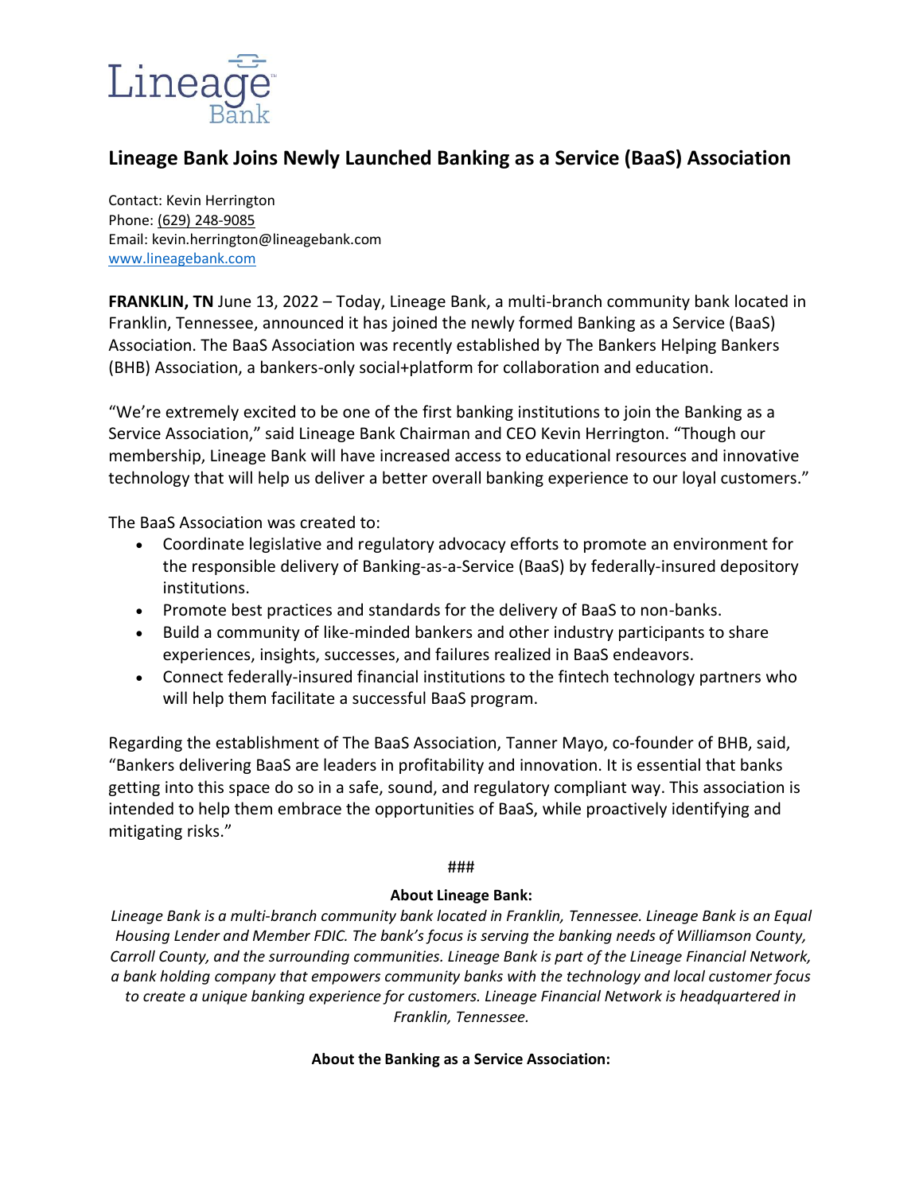Lineage Bank

# Lineage Bank Joins Newly Launched Banking as a Service (BaaS) Association

Contact: Kevin Herrington
Phone: (629) 248-9085
Email: kevin.herrington@lineagebank.com
www.lineagebank.com

**FRANKLIN, TN** June 13, 2022 – Today, Lineage Bank, a multi-branch community bank located in Franklin, Tennessee, announced it has joined the newly formed Banking as a Service (BaaS) Association. The BaaS Association was recently established by The Bankers Helping Bankers (BHB) Association, a bankers-only social+platform for collaboration and education.

"We're extremely excited to be one of the first banking institutions to join the Banking as a Service Association," said Lineage Bank Chairman and CEO Kevin Herrington. "Though our membership, Lineage Bank will have increased access to educational resources and innovative technology that will help us deliver a better overall banking experience to our loyal customers."

The BaaS Association was created to:

- Coordinate legislative and regulatory advocacy efforts to promote an environment for the responsible delivery of Banking-as-a-Service (BaaS) by federally-insured depository institutions.
- Promote best practices and standards for the delivery of BaaS to non-banks.
- Build a community of like-minded bankers and other industry participants to share experiences, insights, successes, and failures realized in BaaS endeavors.
- Connect federally-insured financial institutions to the fintech technology partners who will help them facilitate a successful BaaS program.

Regarding the establishment of The BaaS Association, Tanner Mayo, co-founder of BHB, said, "Bankers delivering BaaS are leaders in profitability and innovation. It is essential that banks getting into this space do so in a safe, sound, and regulatory compliant way. This association is intended to help them embrace the opportunities of BaaS, while proactively identifying and mitigating risks."

###

**About Lineage Bank:**

*Lineage Bank is a multi-branch community bank located in Franklin, Tennessee. Lineage Bank is an Equal Housing Lender and Member FDIC. The bank's focus is serving the banking needs of Williamson County, Carroll County, and the surrounding communities. Lineage Bank is part of the Lineage Financial Network, a bank holding company that empowers community banks with the technology and local customer focus to create a unique banking experience for customers. Lineage Financial Network is headquartered in Franklin, Tennessee.*

**About the Banking as a Service Association:**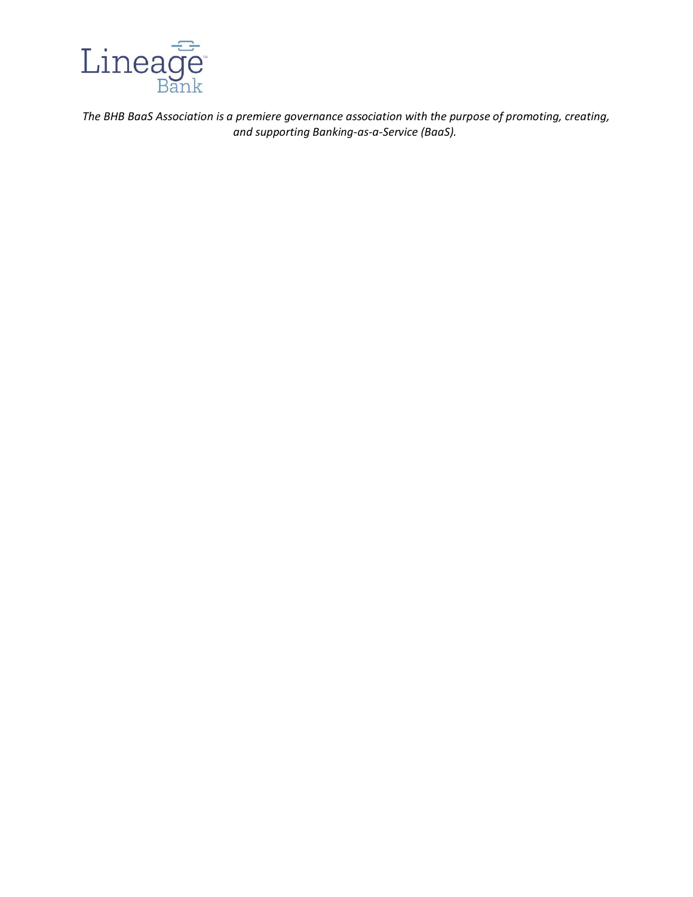*The BHB BaaS Association is a premiere governance association with the purpose of promoting, creating, and supporting Banking-as-a-Service (BaaS).*